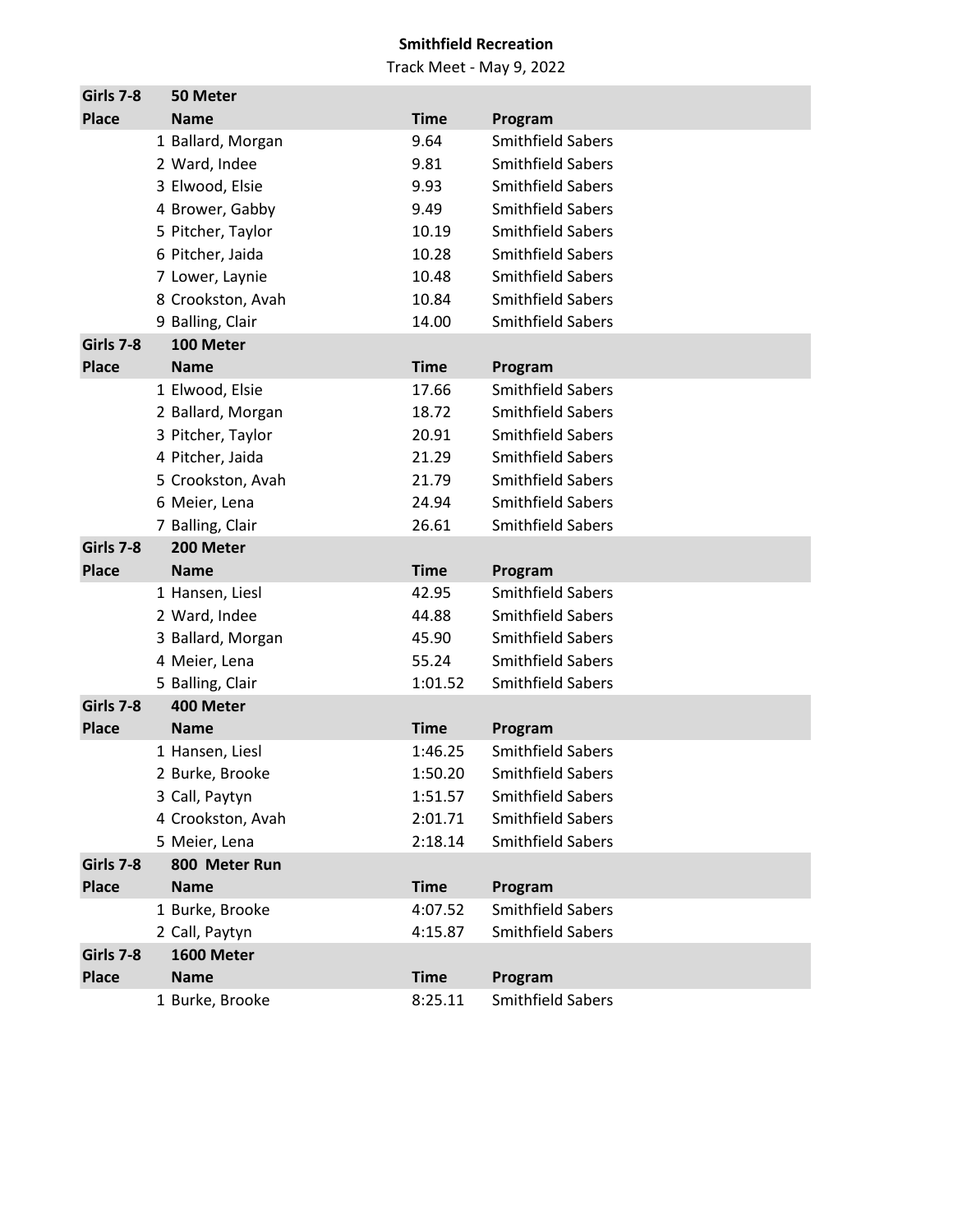**Smithfield Recreation**

Track Meet - May 9, 2022

| Girls 7-8 | 50 Meter | | |
|---|---|---|---|
| **Place** | **Name** | **Time** | **Program** |
| 1 | Ballard, Morgan | 9.64 | Smithfield Sabers |
| 2 | Ward, Indee | 9.81 | Smithfield Sabers |
| 3 | Elwood, Elsie | 9.93 | Smithfield Sabers |
| 4 | Brower, Gabby | 9.49 | Smithfield Sabers |
| 5 | Pitcher, Taylor | 10.19 | Smithfield Sabers |
| 6 | Pitcher, Jaida | 10.28 | Smithfield Sabers |
| 7 | Lower, Laynie | 10.48 | Smithfield Sabers |
| 8 | Crookston, Avah | 10.84 | Smithfield Sabers |
| 9 | Balling, Clair | 14.00 | Smithfield Sabers |

| Girls 7-8 | 100 Meter | | |
|---|---|---|---|
| **Place** | **Name** | **Time** | **Program** |
| 1 | Elwood, Elsie | 17.66 | Smithfield Sabers |
| 2 | Ballard, Morgan | 18.72 | Smithfield Sabers |
| 3 | Pitcher, Taylor | 20.91 | Smithfield Sabers |
| 4 | Pitcher, Jaida | 21.29 | Smithfield Sabers |
| 5 | Crookston, Avah | 21.79 | Smithfield Sabers |
| 6 | Meier, Lena | 24.94 | Smithfield Sabers |
| 7 | Balling, Clair | 26.61 | Smithfield Sabers |

| Girls 7-8 | 200 Meter | | |
|---|---|---|---|
| **Place** | **Name** | **Time** | **Program** |
| 1 | Hansen, Liesl | 42.95 | Smithfield Sabers |
| 2 | Ward, Indee | 44.88 | Smithfield Sabers |
| 3 | Ballard, Morgan | 45.90 | Smithfield Sabers |
| 4 | Meier, Lena | 55.24 | Smithfield Sabers |
| 5 | Balling, Clair | 1:01.52 | Smithfield Sabers |

| Girls 7-8 | 400 Meter | | |
|---|---|---|---|
| **Place** | **Name** | **Time** | **Program** |
| 1 | Hansen, Liesl | 1:46.25 | Smithfield Sabers |
| 2 | Burke, Brooke | 1:50.20 | Smithfield Sabers |
| 3 | Call, Paytyn | 1:51.57 | Smithfield Sabers |
| 4 | Crookston, Avah | 2:01.71 | Smithfield Sabers |
| 5 | Meier, Lena | 2:18.14 | Smithfield Sabers |

| Girls 7-8 | 800 Meter Run | | |
|---|---|---|---|
| **Place** | **Name** | **Time** | **Program** |
| 1 | Burke, Brooke | 4:07.52 | Smithfield Sabers |
| 2 | Call, Paytyn | 4:15.87 | Smithfield Sabers |

| Girls 7-8 | 1600 Meter | | |
|---|---|---|---|
| **Place** | **Name** | **Time** | **Program** |
| 1 | Burke, Brooke | 8:25.11 | Smithfield Sabers |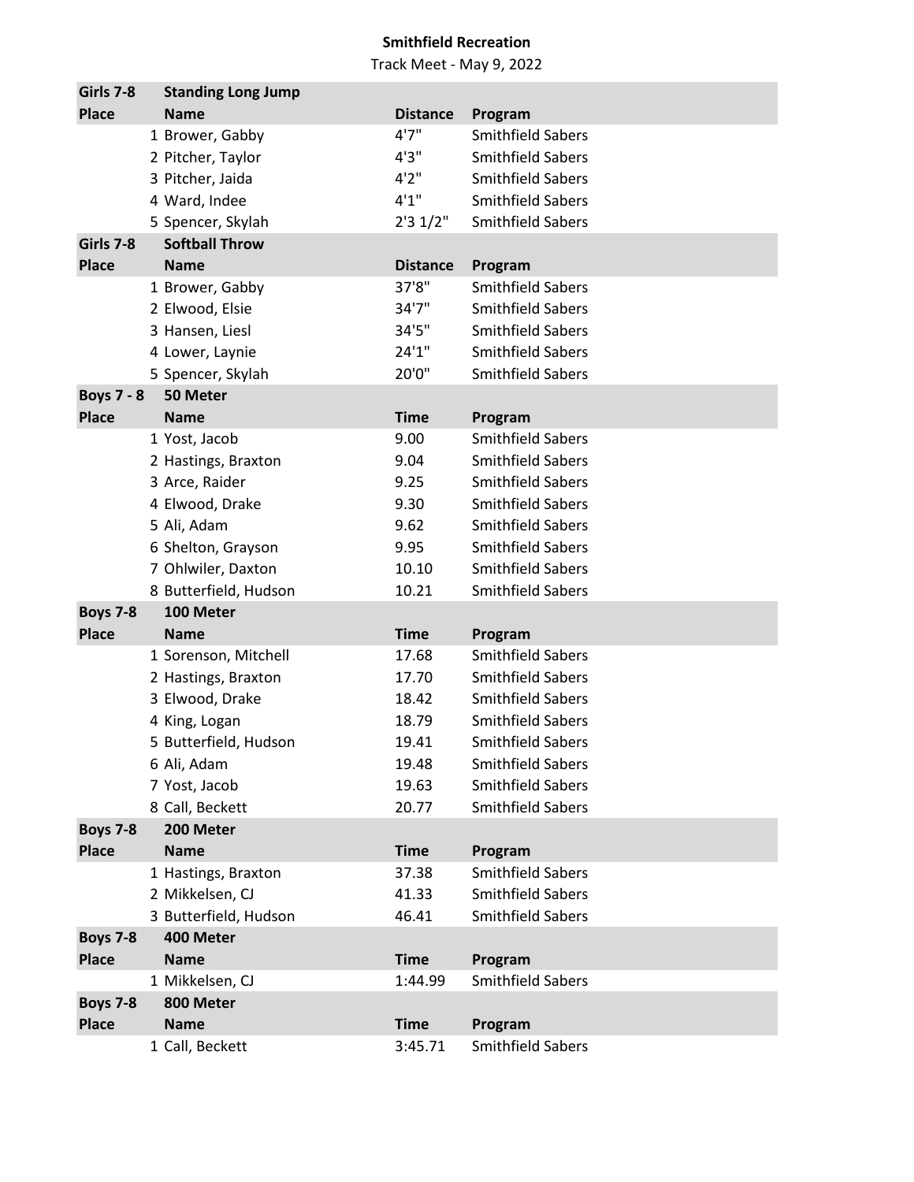**Smithfield Recreation**

Track Meet - May 9, 2022

| Girls 7-8 | Standing Long Jump | | |
|---|---|---|---|
| **Place** | **Name** | **Distance** | **Program** |
| 1 | Brower, Gabby | 4'7" | Smithfield Sabers |
| 2 | Pitcher, Taylor | 4'3" | Smithfield Sabers |
| 3 | Pitcher, Jaida | 4'2" | Smithfield Sabers |
| 4 | Ward, Indee | 4'1" | Smithfield Sabers |
| 5 | Spencer, Skylah | 2'3 1/2" | Smithfield Sabers |

| Girls 7-8 | Softball Throw | | |
|---|---|---|---|
| **Place** | **Name** | **Distance** | **Program** |
| 1 | Brower, Gabby | 37'8" | Smithfield Sabers |
| 2 | Elwood, Elsie | 34'7" | Smithfield Sabers |
| 3 | Hansen, Liesl | 34'5" | Smithfield Sabers |
| 4 | Lower, Laynie | 24'1" | Smithfield Sabers |
| 5 | Spencer, Skylah | 20'0" | Smithfield Sabers |

| Boys 7 - 8 | 50 Meter | | |
|---|---|---|---|
| **Place** | **Name** | **Time** | **Program** |
| 1 | Yost, Jacob | 9.00 | Smithfield Sabers |
| 2 | Hastings, Braxton | 9.04 | Smithfield Sabers |
| 3 | Arce, Raider | 9.25 | Smithfield Sabers |
| 4 | Elwood, Drake | 9.30 | Smithfield Sabers |
| 5 | Ali, Adam | 9.62 | Smithfield Sabers |
| 6 | Shelton, Grayson | 9.95 | Smithfield Sabers |
| 7 | Ohlwiler, Daxton | 10.10 | Smithfield Sabers |
| 8 | Butterfield, Hudson | 10.21 | Smithfield Sabers |

| Boys 7-8 | 100 Meter | | |
|---|---|---|---|
| **Place** | **Name** | **Time** | **Program** |
| 1 | Sorenson, Mitchell | 17.68 | Smithfield Sabers |
| 2 | Hastings, Braxton | 17.70 | Smithfield Sabers |
| 3 | Elwood, Drake | 18.42 | Smithfield Sabers |
| 4 | King, Logan | 18.79 | Smithfield Sabers |
| 5 | Butterfield, Hudson | 19.41 | Smithfield Sabers |
| 6 | Ali, Adam | 19.48 | Smithfield Sabers |
| 7 | Yost, Jacob | 19.63 | Smithfield Sabers |
| 8 | Call, Beckett | 20.77 | Smithfield Sabers |

| Boys 7-8 | 200 Meter | | |
|---|---|---|---|
| **Place** | **Name** | **Time** | **Program** |
| 1 | Hastings, Braxton | 37.38 | Smithfield Sabers |
| 2 | Mikkelsen, CJ | 41.33 | Smithfield Sabers |
| 3 | Butterfield, Hudson | 46.41 | Smithfield Sabers |

| Boys 7-8 | 400 Meter | | |
|---|---|---|---|
| **Place** | **Name** | **Time** | **Program** |
| 1 | Mikkelsen, CJ | 1:44.99 | Smithfield Sabers |

| Boys 7-8 | 800 Meter | | |
|---|---|---|---|
| **Place** | **Name** | **Time** | **Program** |
| 1 | Call, Beckett | 3:45.71 | Smithfield Sabers |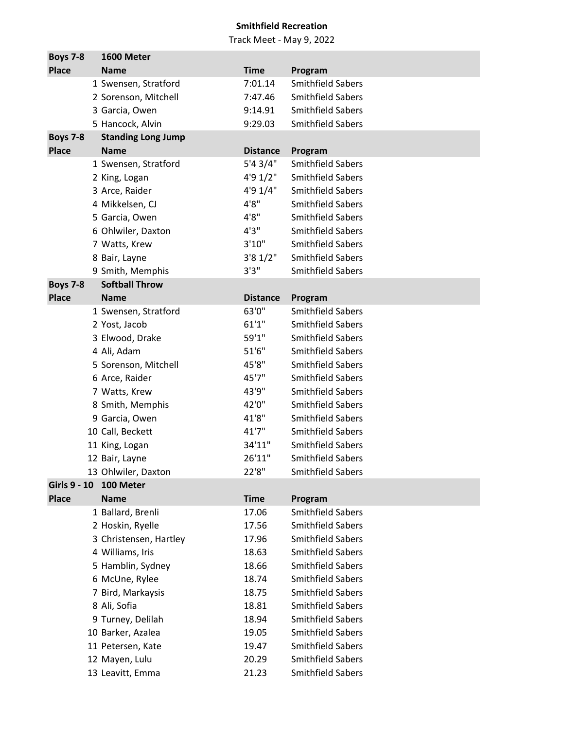**Smithfield Recreation**

Track Meet - May 9, 2022

| Boys 7-8 | 1600 Meter | | |
|---|---|---|---|
| **Place** | **Name** | **Time** | **Program** |
| 1 | Swensen, Stratford | 7:01.14 | Smithfield Sabers |
| 2 | Sorenson, Mitchell | 7:47.46 | Smithfield Sabers |
| 3 | Garcia, Owen | 9:14.91 | Smithfield Sabers |
| 5 | Hancock, Alvin | 9:29.03 | Smithfield Sabers |

| Boys 7-8 | Standing Long Jump | | |
|---|---|---|---|
| **Place** | **Name** | **Distance** | **Program** |
| 1 | Swensen, Stratford | 5'4 3/4" | Smithfield Sabers |
| 2 | King, Logan | 4'9 1/2" | Smithfield Sabers |
| 3 | Arce, Raider | 4'9 1/4" | Smithfield Sabers |
| 4 | Mikkelsen, CJ | 4'8" | Smithfield Sabers |
| 5 | Garcia, Owen | 4'8" | Smithfield Sabers |
| 6 | Ohlwiler, Daxton | 4'3" | Smithfield Sabers |
| 7 | Watts, Krew | 3'10" | Smithfield Sabers |
| 8 | Bair, Layne | 3'8 1/2" | Smithfield Sabers |
| 9 | Smith, Memphis | 3'3" | Smithfield Sabers |

| Boys 7-8 | Softball Throw | | |
|---|---|---|---|
| **Place** | **Name** | **Distance** | **Program** |
| 1 | Swensen, Stratford | 63'0" | Smithfield Sabers |
| 2 | Yost, Jacob | 61'1" | Smithfield Sabers |
| 3 | Elwood, Drake | 59'1" | Smithfield Sabers |
| 4 | Ali, Adam | 51'6" | Smithfield Sabers |
| 5 | Sorenson, Mitchell | 45'8" | Smithfield Sabers |
| 6 | Arce, Raider | 45'7" | Smithfield Sabers |
| 7 | Watts, Krew | 43'9" | Smithfield Sabers |
| 8 | Smith, Memphis | 42'0" | Smithfield Sabers |
| 9 | Garcia, Owen | 41'8" | Smithfield Sabers |
| 10 | Call, Beckett | 41'7" | Smithfield Sabers |
| 11 | King, Logan | 34'11" | Smithfield Sabers |
| 12 | Bair, Layne | 26'11" | Smithfield Sabers |
| 13 | Ohlwiler, Daxton | 22'8" | Smithfield Sabers |

| Girls 9 - 10 | 100 Meter | | |
|---|---|---|---|
| **Place** | **Name** | **Time** | **Program** |
| 1 | Ballard, Brenli | 17.06 | Smithfield Sabers |
| 2 | Hoskin, Ryelle | 17.56 | Smithfield Sabers |
| 3 | Christensen, Hartley | 17.96 | Smithfield Sabers |
| 4 | Williams, Iris | 18.63 | Smithfield Sabers |
| 5 | Hamblin, Sydney | 18.66 | Smithfield Sabers |
| 6 | McUne, Rylee | 18.74 | Smithfield Sabers |
| 7 | Bird, Markaysis | 18.75 | Smithfield Sabers |
| 8 | Ali, Sofia | 18.81 | Smithfield Sabers |
| 9 | Turney, Delilah | 18.94 | Smithfield Sabers |
| 10 | Barker, Azalea | 19.05 | Smithfield Sabers |
| 11 | Petersen, Kate | 19.47 | Smithfield Sabers |
| 12 | Mayen, Lulu | 20.29 | Smithfield Sabers |
| 13 | Leavitt, Emma | 21.23 | Smithfield Sabers |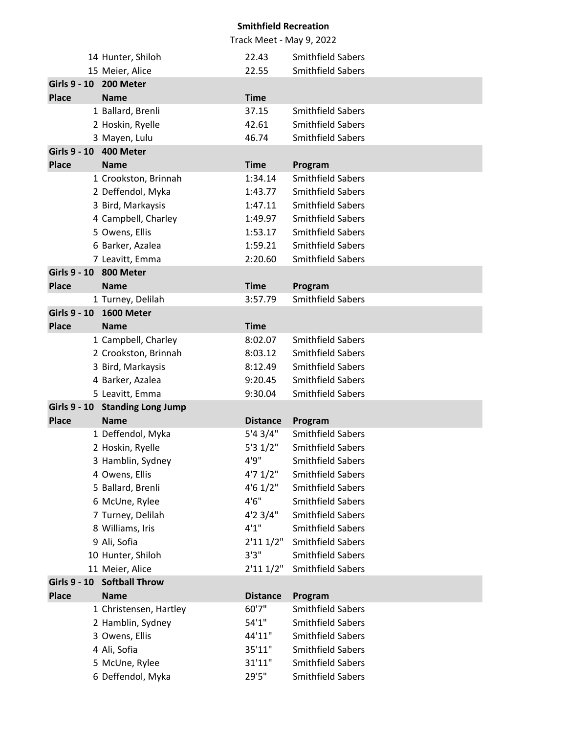**Smithfield Recreation**

Track Meet - May 9, 2022

| | | | |
|---|---|---|---|
| 14 | Hunter, Shiloh | 22.43 | Smithfield Sabers |
| 15 | Meier, Alice | 22.55 | Smithfield Sabers |

**Girls 9 - 10 200 Meter**

| Place | Name | Time | |
|---|---|---|---|
| 1 | Ballard, Brenli | 37.15 | Smithfield Sabers |
| 2 | Hoskin, Ryelle | 42.61 | Smithfield Sabers |
| 3 | Mayen, Lulu | 46.74 | Smithfield Sabers |

**Girls 9 - 10 400 Meter**

| Place | Name | Time | Program |
|---|---|---|---|
| 1 | Crookston, Brinnah | 1:34.14 | Smithfield Sabers |
| 2 | Deffendol, Myka | 1:43.77 | Smithfield Sabers |
| 3 | Bird, Markaysis | 1:47.11 | Smithfield Sabers |
| 4 | Campbell, Charley | 1:49.97 | Smithfield Sabers |
| 5 | Owens, Ellis | 1:53.17 | Smithfield Sabers |
| 6 | Barker, Azalea | 1:59.21 | Smithfield Sabers |
| 7 | Leavitt, Emma | 2:20.60 | Smithfield Sabers |

**Girls 9 - 10 800 Meter**

| Place | Name | Time | Program |
|---|---|---|---|
| 1 | Turney, Delilah | 3:57.79 | Smithfield Sabers |

**Girls 9 - 10 1600 Meter**

| Place | Name | Time | |
|---|---|---|---|
| 1 | Campbell, Charley | 8:02.07 | Smithfield Sabers |
| 2 | Crookston, Brinnah | 8:03.12 | Smithfield Sabers |
| 3 | Bird, Markaysis | 8:12.49 | Smithfield Sabers |
| 4 | Barker, Azalea | 9:20.45 | Smithfield Sabers |
| 5 | Leavitt, Emma | 9:30.04 | Smithfield Sabers |

**Girls 9 - 10 Standing Long Jump**

| Place | Name | Distance | Program |
|---|---|---|---|
| 1 | Deffendol, Myka | 5'4 3/4" | Smithfield Sabers |
| 2 | Hoskin, Ryelle | 5'3 1/2" | Smithfield Sabers |
| 3 | Hamblin, Sydney | 4'9" | Smithfield Sabers |
| 4 | Owens, Ellis | 4'7 1/2" | Smithfield Sabers |
| 5 | Ballard, Brenli | 4'6 1/2" | Smithfield Sabers |
| 6 | McUne, Rylee | 4'6" | Smithfield Sabers |
| 7 | Turney, Delilah | 4'2 3/4" | Smithfield Sabers |
| 8 | Williams, Iris | 4'1" | Smithfield Sabers |
| 9 | Ali, Sofia | 2'11 1/2" | Smithfield Sabers |
| 10 | Hunter, Shiloh | 3'3" | Smithfield Sabers |
| 11 | Meier, Alice | 2'11 1/2" | Smithfield Sabers |

**Girls 9 - 10 Softball Throw**

| Place | Name | Distance | Program |
|---|---|---|---|
| 1 | Christensen, Hartley | 60'7" | Smithfield Sabers |
| 2 | Hamblin, Sydney | 54'1" | Smithfield Sabers |
| 3 | Owens, Ellis | 44'11" | Smithfield Sabers |
| 4 | Ali, Sofia | 35'11" | Smithfield Sabers |
| 5 | McUne, Rylee | 31'11" | Smithfield Sabers |
| 6 | Deffendol, Myka | 29'5" | Smithfield Sabers |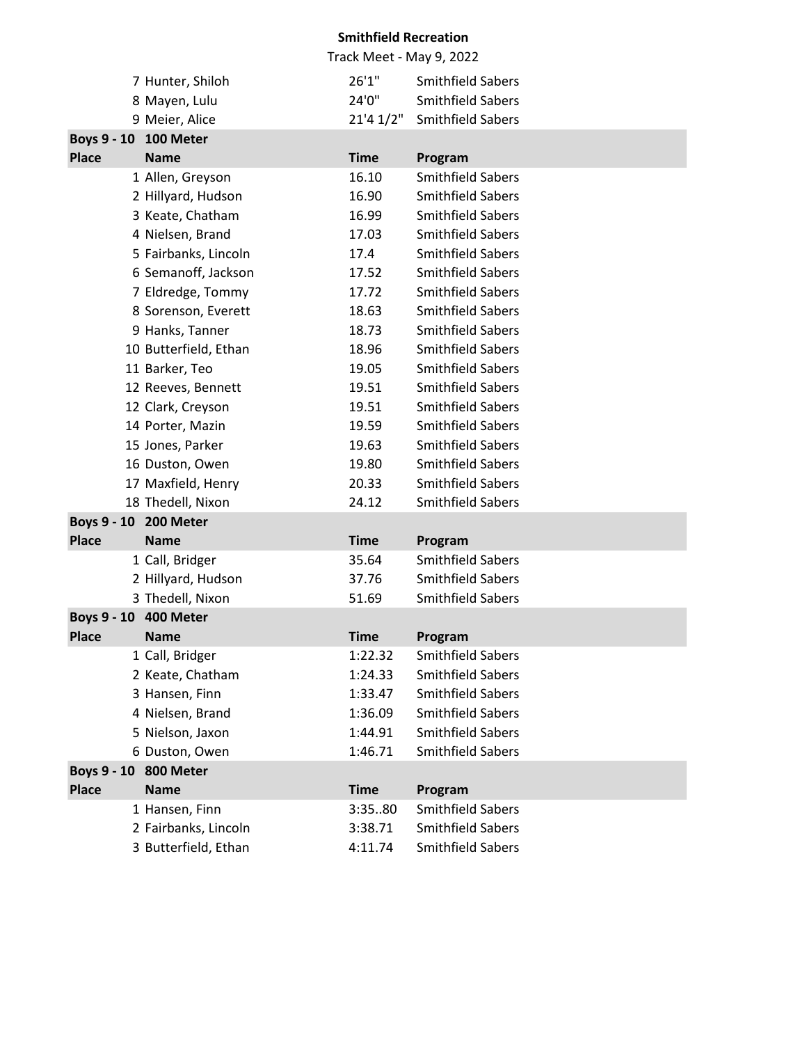**Smithfield Recreation**

Track Meet - May 9, 2022

| Place | Name | Distance | Program |
|---|---|---|---|
| 7 | Hunter, Shiloh | 26'1" | Smithfield Sabers |
| 8 | Mayen, Lulu | 24'0" | Smithfield Sabers |
| 9 | Meier, Alice | 21'4 1/2" | Smithfield Sabers |

**Boys 9 - 10 100 Meter**

| Place | Name | Time | Program |
|---|---|---|---|
| 1 | Allen, Greyson | 16.10 | Smithfield Sabers |
| 2 | Hillyard, Hudson | 16.90 | Smithfield Sabers |
| 3 | Keate, Chatham | 16.99 | Smithfield Sabers |
| 4 | Nielsen, Brand | 17.03 | Smithfield Sabers |
| 5 | Fairbanks, Lincoln | 17.4 | Smithfield Sabers |
| 6 | Semanoff, Jackson | 17.52 | Smithfield Sabers |
| 7 | Eldredge, Tommy | 17.72 | Smithfield Sabers |
| 8 | Sorenson, Everett | 18.63 | Smithfield Sabers |
| 9 | Hanks, Tanner | 18.73 | Smithfield Sabers |
| 10 | Butterfield, Ethan | 18.96 | Smithfield Sabers |
| 11 | Barker, Teo | 19.05 | Smithfield Sabers |
| 12 | Reeves, Bennett | 19.51 | Smithfield Sabers |
| 12 | Clark, Creyson | 19.51 | Smithfield Sabers |
| 14 | Porter, Mazin | 19.59 | Smithfield Sabers |
| 15 | Jones, Parker | 19.63 | Smithfield Sabers |
| 16 | Duston, Owen | 19.80 | Smithfield Sabers |
| 17 | Maxfield, Henry | 20.33 | Smithfield Sabers |
| 18 | Thedell, Nixon | 24.12 | Smithfield Sabers |

**Boys 9 - 10 200 Meter**

| Place | Name | Time | Program |
|---|---|---|---|
| 1 | Call, Bridger | 35.64 | Smithfield Sabers |
| 2 | Hillyard, Hudson | 37.76 | Smithfield Sabers |
| 3 | Thedell, Nixon | 51.69 | Smithfield Sabers |

**Boys 9 - 10 400 Meter**

| Place | Name | Time | Program |
|---|---|---|---|
| 1 | Call, Bridger | 1:22.32 | Smithfield Sabers |
| 2 | Keate, Chatham | 1:24.33 | Smithfield Sabers |
| 3 | Hansen, Finn | 1:33.47 | Smithfield Sabers |
| 4 | Nielsen, Brand | 1:36.09 | Smithfield Sabers |
| 5 | Nielson, Jaxon | 1:44.91 | Smithfield Sabers |
| 6 | Duston, Owen | 1:46.71 | Smithfield Sabers |

**Boys 9 - 10 800 Meter**

| Place | Name | Time | Program |
|---|---|---|---|
| 1 | Hansen, Finn | 3:35..80 | Smithfield Sabers |
| 2 | Fairbanks, Lincoln | 3:38.71 | Smithfield Sabers |
| 3 | Butterfield, Ethan | 4:11.74 | Smithfield Sabers |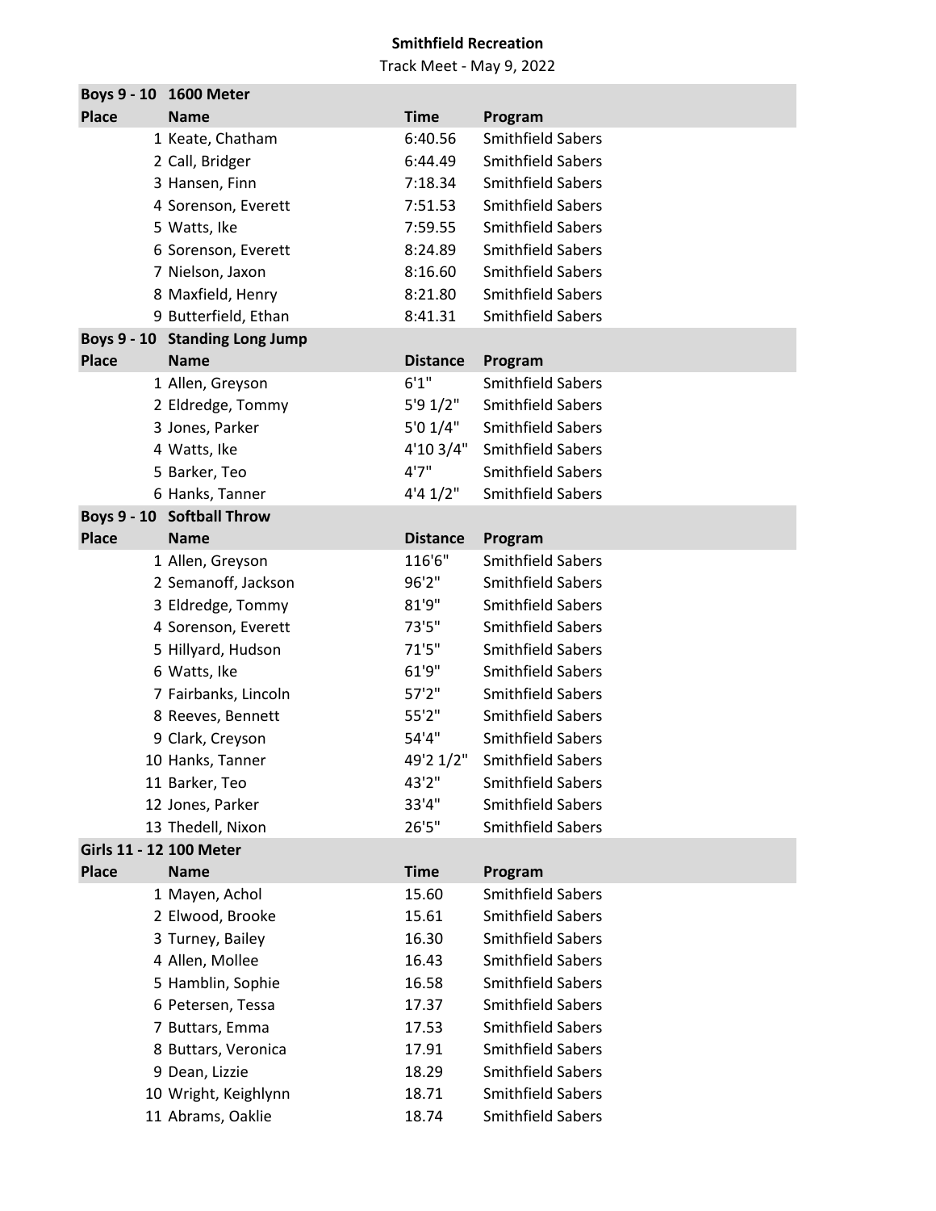**Smithfield Recreation**

Track Meet - May 9, 2022

**Boys 9 - 10 1600 Meter**

| Place | Name | Time | Program |
|---|---|---|---|
| 1 | Keate, Chatham | 6:40.56 | Smithfield Sabers |
| 2 | Call, Bridger | 6:44.49 | Smithfield Sabers |
| 3 | Hansen, Finn | 7:18.34 | Smithfield Sabers |
| 4 | Sorenson, Everett | 7:51.53 | Smithfield Sabers |
| 5 | Watts, Ike | 7:59.55 | Smithfield Sabers |
| 6 | Sorenson, Everett | 8:24.89 | Smithfield Sabers |
| 7 | Nielson, Jaxon | 8:16.60 | Smithfield Sabers |
| 8 | Maxfield, Henry | 8:21.80 | Smithfield Sabers |
| 9 | Butterfield, Ethan | 8:41.31 | Smithfield Sabers |

**Boys 9 - 10 Standing Long Jump**

| Place | Name | Distance | Program |
|---|---|---|---|
| 1 | Allen, Greyson | 6'1" | Smithfield Sabers |
| 2 | Eldredge, Tommy | 5'9 1/2" | Smithfield Sabers |
| 3 | Jones, Parker | 5'0 1/4" | Smithfield Sabers |
| 4 | Watts, Ike | 4'10 3/4" | Smithfield Sabers |
| 5 | Barker, Teo | 4'7" | Smithfield Sabers |
| 6 | Hanks, Tanner | 4'4 1/2" | Smithfield Sabers |

**Boys 9 - 10 Softball Throw**

| Place | Name | Distance | Program |
|---|---|---|---|
| 1 | Allen, Greyson | 116'6" | Smithfield Sabers |
| 2 | Semanoff, Jackson | 96'2" | Smithfield Sabers |
| 3 | Eldredge, Tommy | 81'9" | Smithfield Sabers |
| 4 | Sorenson, Everett | 73'5" | Smithfield Sabers |
| 5 | Hillyard, Hudson | 71'5" | Smithfield Sabers |
| 6 | Watts, Ike | 61'9" | Smithfield Sabers |
| 7 | Fairbanks, Lincoln | 57'2" | Smithfield Sabers |
| 8 | Reeves, Bennett | 55'2" | Smithfield Sabers |
| 9 | Clark, Creyson | 54'4" | Smithfield Sabers |
| 10 | Hanks, Tanner | 49'2 1/2" | Smithfield Sabers |
| 11 | Barker, Teo | 43'2" | Smithfield Sabers |
| 12 | Jones, Parker | 33'4" | Smithfield Sabers |
| 13 | Thedell, Nixon | 26'5" | Smithfield Sabers |

**Girls 11 - 12 100 Meter**

| Place | Name | Time | Program |
|---|---|---|---|
| 1 | Mayen, Achol | 15.60 | Smithfield Sabers |
| 2 | Elwood, Brooke | 15.61 | Smithfield Sabers |
| 3 | Turney, Bailey | 16.30 | Smithfield Sabers |
| 4 | Allen, Mollee | 16.43 | Smithfield Sabers |
| 5 | Hamblin, Sophie | 16.58 | Smithfield Sabers |
| 6 | Petersen, Tessa | 17.37 | Smithfield Sabers |
| 7 | Buttars, Emma | 17.53 | Smithfield Sabers |
| 8 | Buttars, Veronica | 17.91 | Smithfield Sabers |
| 9 | Dean, Lizzie | 18.29 | Smithfield Sabers |
| 10 | Wright, Keighlynn | 18.71 | Smithfield Sabers |
| 11 | Abrams, Oaklie | 18.74 | Smithfield Sabers |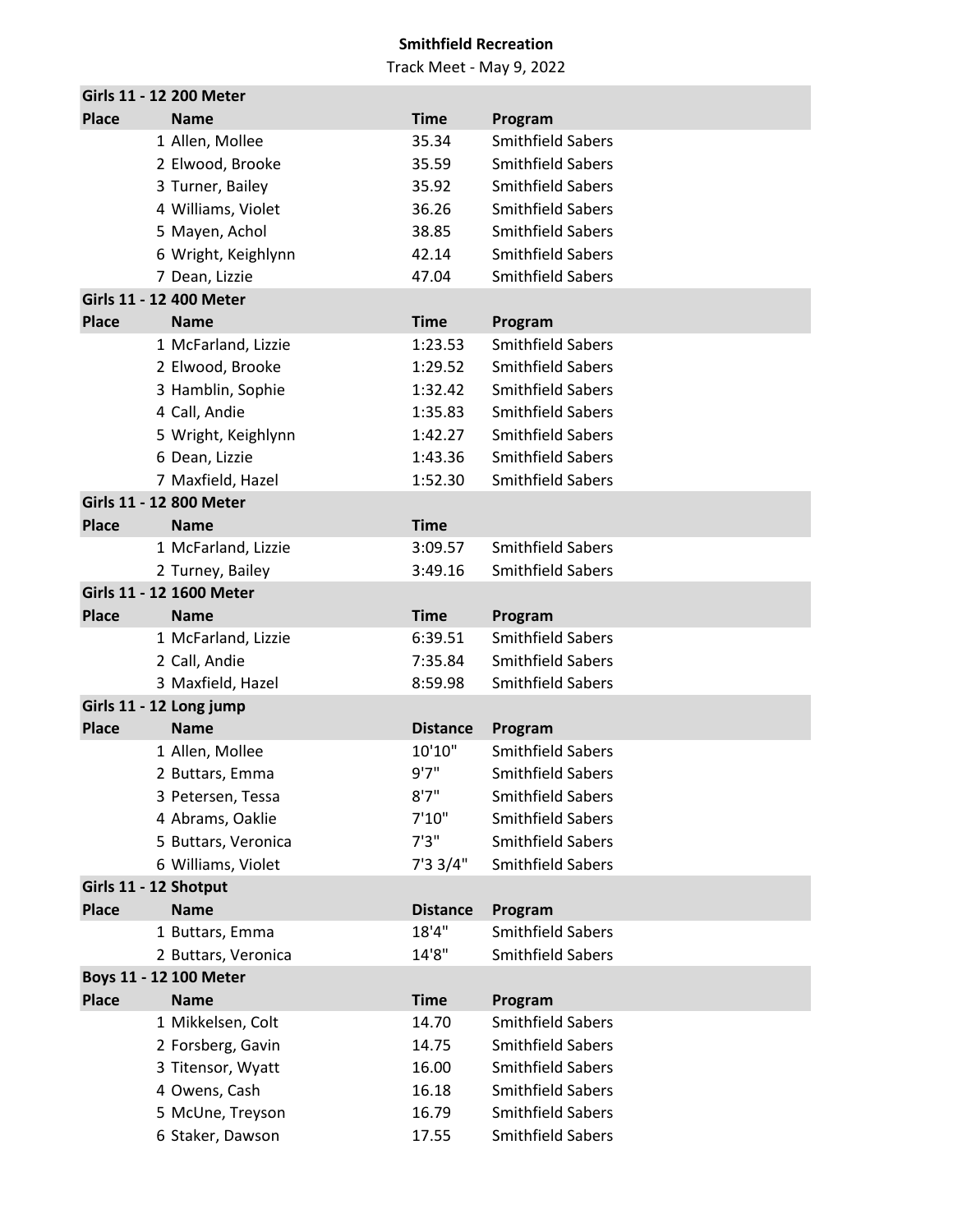**Smithfield Recreation**

Track Meet - May 9, 2022

| Girls 11 - 12 200 Meter | | | |
|---|---|---|---|
| **Place** | **Name** | **Time** | **Program** |
| 1 | Allen, Mollee | 35.34 | Smithfield Sabers |
| 2 | Elwood, Brooke | 35.59 | Smithfield Sabers |
| 3 | Turner, Bailey | 35.92 | Smithfield Sabers |
| 4 | Williams, Violet | 36.26 | Smithfield Sabers |
| 5 | Mayen, Achol | 38.85 | Smithfield Sabers |
| 6 | Wright, Keighlynn | 42.14 | Smithfield Sabers |
| 7 | Dean, Lizzie | 47.04 | Smithfield Sabers |

| Girls 11 - 12 400 Meter | | | |
|---|---|---|---|
| **Place** | **Name** | **Time** | **Program** |
| 1 | McFarland, Lizzie | 1:23.53 | Smithfield Sabers |
| 2 | Elwood, Brooke | 1:29.52 | Smithfield Sabers |
| 3 | Hamblin, Sophie | 1:32.42 | Smithfield Sabers |
| 4 | Call, Andie | 1:35.83 | Smithfield Sabers |
| 5 | Wright, Keighlynn | 1:42.27 | Smithfield Sabers |
| 6 | Dean, Lizzie | 1:43.36 | Smithfield Sabers |
| 7 | Maxfield, Hazel | 1:52.30 | Smithfield Sabers |

| Girls 11 - 12 800 Meter | | | |
|---|---|---|---|
| **Place** | **Name** | **Time** | |
| 1 | McFarland, Lizzie | 3:09.57 | Smithfield Sabers |
| 2 | Turney, Bailey | 3:49.16 | Smithfield Sabers |

| Girls 11 - 12 1600 Meter | | | |
|---|---|---|---|
| **Place** | **Name** | **Time** | **Program** |
| 1 | McFarland, Lizzie | 6:39.51 | Smithfield Sabers |
| 2 | Call, Andie | 7:35.84 | Smithfield Sabers |
| 3 | Maxfield, Hazel | 8:59.98 | Smithfield Sabers |

| Girls 11 - 12 Long jump | | | |
|---|---|---|---|
| **Place** | **Name** | **Distance** | **Program** |
| 1 | Allen, Mollee | 10'10" | Smithfield Sabers |
| 2 | Buttars, Emma | 9'7" | Smithfield Sabers |
| 3 | Petersen, Tessa | 8'7" | Smithfield Sabers |
| 4 | Abrams, Oaklie | 7'10" | Smithfield Sabers |
| 5 | Buttars, Veronica | 7'3" | Smithfield Sabers |
| 6 | Williams, Violet | 7'3 3/4" | Smithfield Sabers |

| Girls 11 - 12 Shotput | | | |
|---|---|---|---|
| **Place** | **Name** | **Distance** | **Program** |
| 1 | Buttars, Emma | 18'4" | Smithfield Sabers |
| 2 | Buttars, Veronica | 14'8" | Smithfield Sabers |

| Boys 11 - 12 100 Meter | | | |
|---|---|---|---|
| **Place** | **Name** | **Time** | **Program** |
| 1 | Mikkelsen, Colt | 14.70 | Smithfield Sabers |
| 2 | Forsberg, Gavin | 14.75 | Smithfield Sabers |
| 3 | Titensor, Wyatt | 16.00 | Smithfield Sabers |
| 4 | Owens, Cash | 16.18 | Smithfield Sabers |
| 5 | McUne, Treyson | 16.79 | Smithfield Sabers |
| 6 | Staker, Dawson | 17.55 | Smithfield Sabers |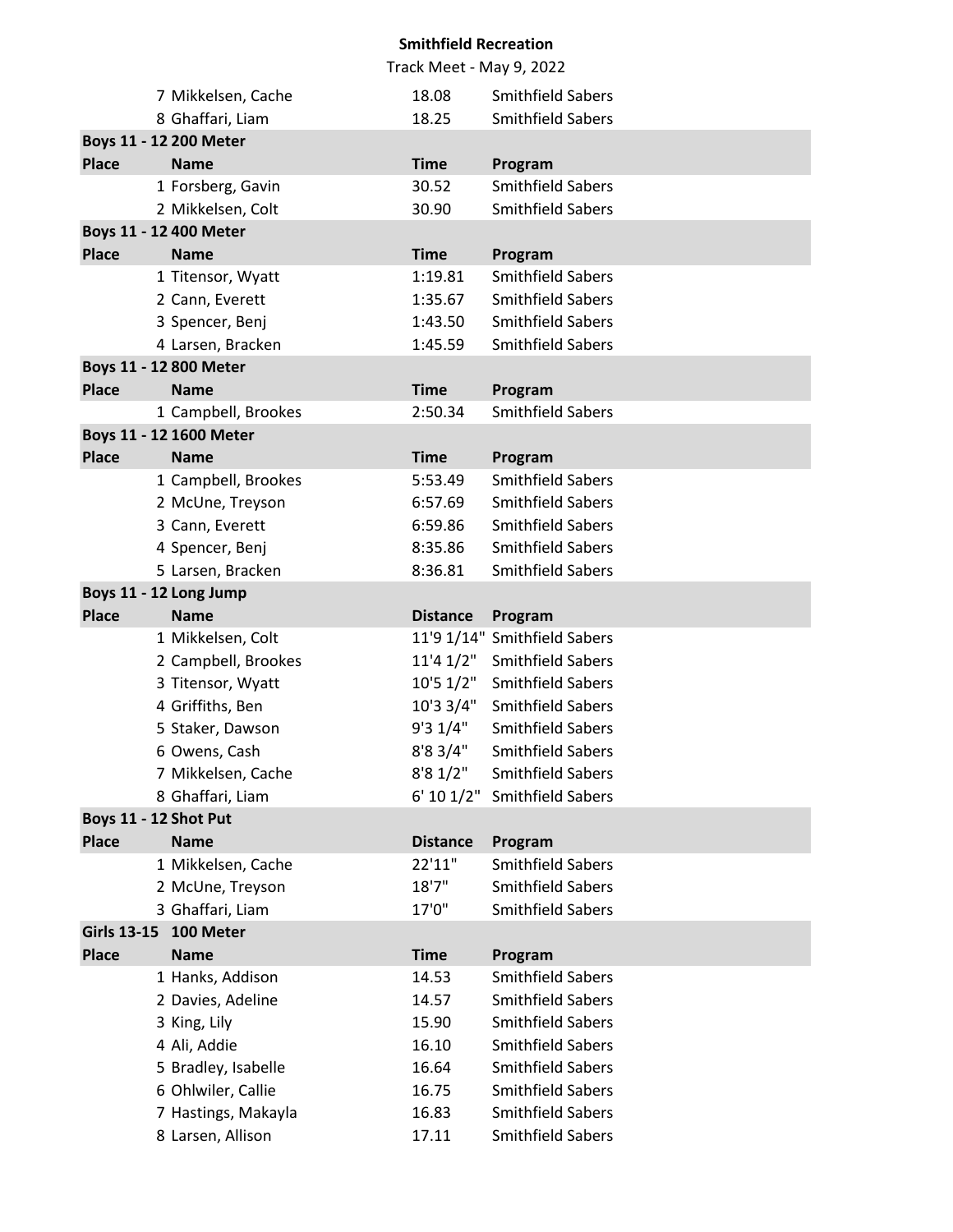**Smithfield Recreation**

Track Meet - May 9, 2022

| Place | Name | Time | Program |
|---|---|---|---|
| 7 | Mikkelsen, Cache | 18.08 | Smithfield Sabers |
| 8 | Ghaffari, Liam | 18.25 | Smithfield Sabers |

**Boys 11 - 12 200 Meter**

| Place | Name | Time | Program |
|---|---|---|---|
| 1 | Forsberg, Gavin | 30.52 | Smithfield Sabers |
| 2 | Mikkelsen, Colt | 30.90 | Smithfield Sabers |

**Boys 11 - 12 400 Meter**

| Place | Name | Time | Program |
|---|---|---|---|
| 1 | Titensor, Wyatt | 1:19.81 | Smithfield Sabers |
| 2 | Cann, Everett | 1:35.67 | Smithfield Sabers |
| 3 | Spencer, Benj | 1:43.50 | Smithfield Sabers |
| 4 | Larsen, Bracken | 1:45.59 | Smithfield Sabers |

**Boys 11 - 12 800 Meter**

| Place | Name | Time | Program |
|---|---|---|---|
| 1 | Campbell, Brookes | 2:50.34 | Smithfield Sabers |

**Boys 11 - 12 1600 Meter**

| Place | Name | Time | Program |
|---|---|---|---|
| 1 | Campbell, Brookes | 5:53.49 | Smithfield Sabers |
| 2 | McUne, Treyson | 6:57.69 | Smithfield Sabers |
| 3 | Cann, Everett | 6:59.86 | Smithfield Sabers |
| 4 | Spencer, Benj | 8:35.86 | Smithfield Sabers |
| 5 | Larsen, Bracken | 8:36.81 | Smithfield Sabers |

**Boys 11 - 12 Long Jump**

| Place | Name | Distance | Program |
|---|---|---|---|
| 1 | Mikkelsen, Colt | 11'9 1/14" | Smithfield Sabers |
| 2 | Campbell, Brookes | 11'4 1/2" | Smithfield Sabers |
| 3 | Titensor, Wyatt | 10'5 1/2" | Smithfield Sabers |
| 4 | Griffiths, Ben | 10'3 3/4" | Smithfield Sabers |
| 5 | Staker, Dawson | 9'3 1/4" | Smithfield Sabers |
| 6 | Owens, Cash | 8'8 3/4" | Smithfield Sabers |
| 7 | Mikkelsen, Cache | 8'8 1/2" | Smithfield Sabers |
| 8 | Ghaffari, Liam | 6' 10 1/2" | Smithfield Sabers |

**Boys 11 - 12 Shot Put**

| Place | Name | Distance | Program |
|---|---|---|---|
| 1 | Mikkelsen, Cache | 22'11" | Smithfield Sabers |
| 2 | McUne, Treyson | 18'7" | Smithfield Sabers |
| 3 | Ghaffari, Liam | 17'0" | Smithfield Sabers |

**Girls 13-15 100 Meter**

| Place | Name | Time | Program |
|---|---|---|---|
| 1 | Hanks, Addison | 14.53 | Smithfield Sabers |
| 2 | Davies, Adeline | 14.57 | Smithfield Sabers |
| 3 | King, Lily | 15.90 | Smithfield Sabers |
| 4 | Ali, Addie | 16.10 | Smithfield Sabers |
| 5 | Bradley, Isabelle | 16.64 | Smithfield Sabers |
| 6 | Ohlwiler, Callie | 16.75 | Smithfield Sabers |
| 7 | Hastings, Makayla | 16.83 | Smithfield Sabers |
| 8 | Larsen, Allison | 17.11 | Smithfield Sabers |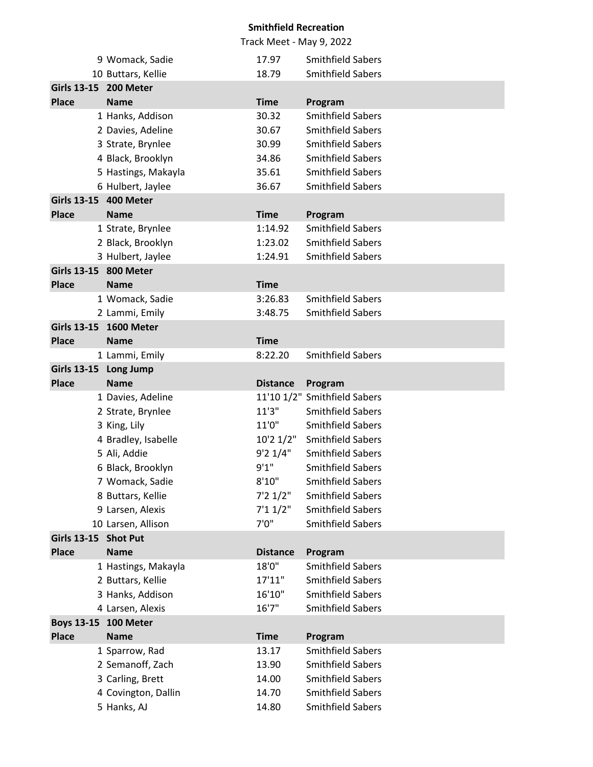## Smithfield Recreation

Track Meet - May 9, 2022

| Place | Name | Time | Program |
|---|---|---|---|
| 9 | Womack, Sadie | 17.97 | Smithfield Sabers |
| 10 | Buttars, Kellie | 18.79 | Smithfield Sabers |

**Girls 13-15 200 Meter**

| Place | Name | Time | Program |
|---|---|---|---|
| 1 | Hanks, Addison | 30.32 | Smithfield Sabers |
| 2 | Davies, Adeline | 30.67 | Smithfield Sabers |
| 3 | Strate, Brynlee | 30.99 | Smithfield Sabers |
| 4 | Black, Brooklyn | 34.86 | Smithfield Sabers |
| 5 | Hastings, Makayla | 35.61 | Smithfield Sabers |
| 6 | Hulbert, Jaylee | 36.67 | Smithfield Sabers |

**Girls 13-15 400 Meter**

| Place | Name | Time | Program |
|---|---|---|---|
| 1 | Strate, Brynlee | 1:14.92 | Smithfield Sabers |
| 2 | Black, Brooklyn | 1:23.02 | Smithfield Sabers |
| 3 | Hulbert, Jaylee | 1:24.91 | Smithfield Sabers |

**Girls 13-15 800 Meter**

| Place | Name | Time | |
|---|---|---|---|
| 1 | Womack, Sadie | 3:26.83 | Smithfield Sabers |
| 2 | Lammi, Emily | 3:48.75 | Smithfield Sabers |

**Girls 13-15 1600 Meter**

| Place | Name | Time | |
|---|---|---|---|
| 1 | Lammi, Emily | 8:22.20 | Smithfield Sabers |

**Girls 13-15 Long Jump**

| Place | Name | Distance | Program |
|---|---|---|---|
| 1 | Davies, Adeline | 11'10 1/2" | Smithfield Sabers |
| 2 | Strate, Brynlee | 11'3" | Smithfield Sabers |
| 3 | King, Lily | 11'0" | Smithfield Sabers |
| 4 | Bradley, Isabelle | 10'2 1/2" | Smithfield Sabers |
| 5 | Ali, Addie | 9'2 1/4" | Smithfield Sabers |
| 6 | Black, Brooklyn | 9'1" | Smithfield Sabers |
| 7 | Womack, Sadie | 8'10" | Smithfield Sabers |
| 8 | Buttars, Kellie | 7'2 1/2" | Smithfield Sabers |
| 9 | Larsen, Alexis | 7'1 1/2" | Smithfield Sabers |
| 10 | Larsen, Allison | 7'0" | Smithfield Sabers |

**Girls 13-15 Shot Put**

| Place | Name | Distance | Program |
|---|---|---|---|
| 1 | Hastings, Makayla | 18'0" | Smithfield Sabers |
| 2 | Buttars, Kellie | 17'11" | Smithfield Sabers |
| 3 | Hanks, Addison | 16'10" | Smithfield Sabers |
| 4 | Larsen, Alexis | 16'7" | Smithfield Sabers |

**Boys 13-15 100 Meter**

| Place | Name | Time | Program |
|---|---|---|---|
| 1 | Sparrow, Rad | 13.17 | Smithfield Sabers |
| 2 | Semanoff, Zach | 13.90 | Smithfield Sabers |
| 3 | Carling, Brett | 14.00 | Smithfield Sabers |
| 4 | Covington, Dallin | 14.70 | Smithfield Sabers |
| 5 | Hanks, AJ | 14.80 | Smithfield Sabers |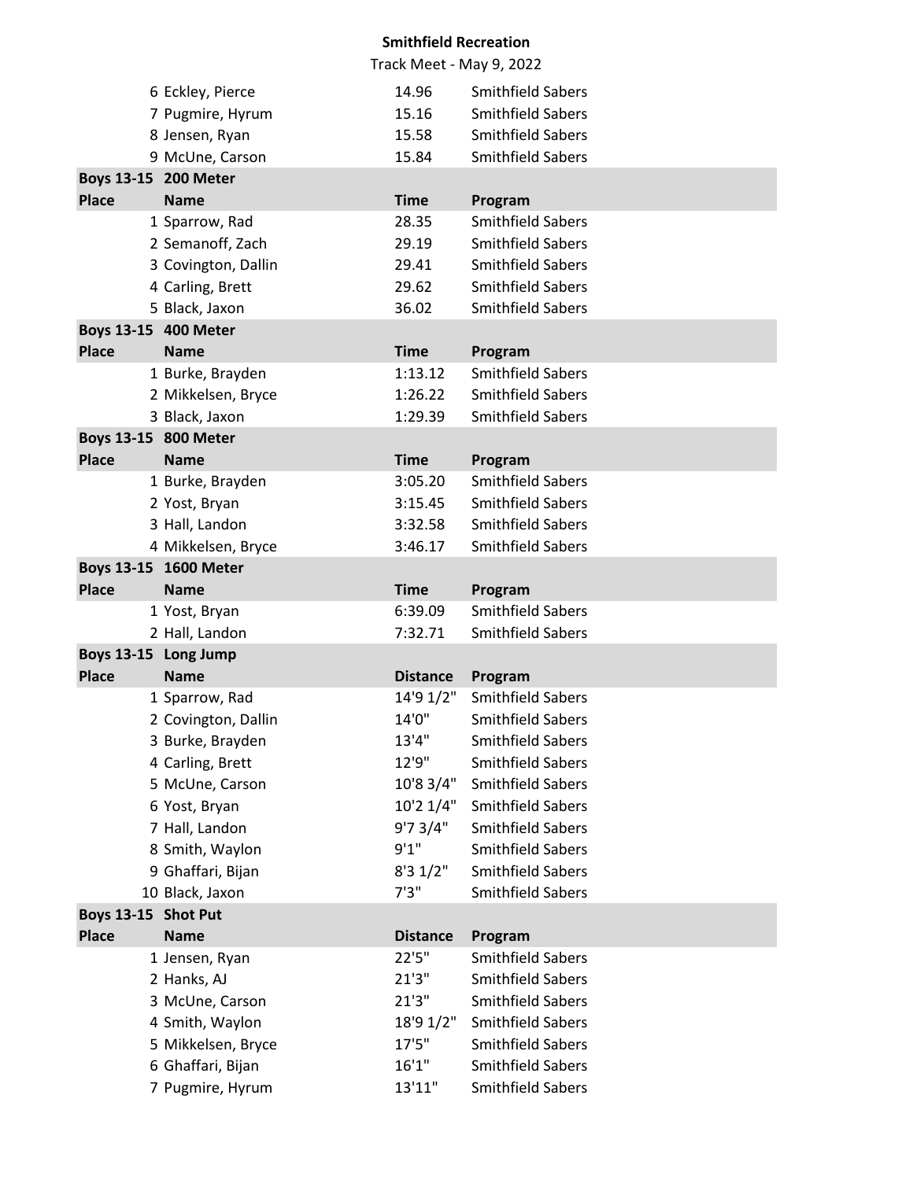| | | | |
|---|---|---|---|
| 6 | Eckley, Pierce | 14.96 | Smithfield Sabers |
| 7 | Pugmire, Hyrum | 15.16 | Smithfield Sabers |
| 8 | Jensen, Ryan | 15.58 | Smithfield Sabers |
| 9 | McUne, Carson | 15.84 | Smithfield Sabers |

**Boys 13-15 200 Meter**

| Place | Name | Time | Program |
|---|---|---|---|
| 1 | Sparrow, Rad | 28.35 | Smithfield Sabers |
| 2 | Semanoff, Zach | 29.19 | Smithfield Sabers |
| 3 | Covington, Dallin | 29.41 | Smithfield Sabers |
| 4 | Carling, Brett | 29.62 | Smithfield Sabers |
| 5 | Black, Jaxon | 36.02 | Smithfield Sabers |

**Boys 13-15 400 Meter**

| Place | Name | Time | Program |
|---|---|---|---|
| 1 | Burke, Brayden | 1:13.12 | Smithfield Sabers |
| 2 | Mikkelsen, Bryce | 1:26.22 | Smithfield Sabers |
| 3 | Black, Jaxon | 1:29.39 | Smithfield Sabers |

**Boys 13-15 800 Meter**

| Place | Name | Time | Program |
|---|---|---|---|
| 1 | Burke, Brayden | 3:05.20 | Smithfield Sabers |
| 2 | Yost, Bryan | 3:15.45 | Smithfield Sabers |
| 3 | Hall, Landon | 3:32.58 | Smithfield Sabers |
| 4 | Mikkelsen, Bryce | 3:46.17 | Smithfield Sabers |

**Boys 13-15 1600 Meter**

| Place | Name | Time | Program |
|---|---|---|---|
| 1 | Yost, Bryan | 6:39.09 | Smithfield Sabers |
| 2 | Hall, Landon | 7:32.71 | Smithfield Sabers |

**Boys 13-15 Long Jump**

| Place | Name | Distance | Program |
|---|---|---|---|
| 1 | Sparrow, Rad | 14'9 1/2" | Smithfield Sabers |
| 2 | Covington, Dallin | 14'0" | Smithfield Sabers |
| 3 | Burke, Brayden | 13'4" | Smithfield Sabers |
| 4 | Carling, Brett | 12'9" | Smithfield Sabers |
| 5 | McUne, Carson | 10'8 3/4" | Smithfield Sabers |
| 6 | Yost, Bryan | 10'2 1/4" | Smithfield Sabers |
| 7 | Hall, Landon | 9'7 3/4" | Smithfield Sabers |
| 8 | Smith, Waylon | 9'1" | Smithfield Sabers |
| 9 | Ghaffari, Bijan | 8'3 1/2" | Smithfield Sabers |
| 10 | Black, Jaxon | 7'3" | Smithfield Sabers |

**Boys 13-15 Shot Put**

| Place | Name | Distance | Program |
|---|---|---|---|
| 1 | Jensen, Ryan | 22'5" | Smithfield Sabers |
| 2 | Hanks, AJ | 21'3" | Smithfield Sabers |
| 3 | McUne, Carson | 21'3" | Smithfield Sabers |
| 4 | Smith, Waylon | 18'9 1/2" | Smithfield Sabers |
| 5 | Mikkelsen, Bryce | 17'5" | Smithfield Sabers |
| 6 | Ghaffari, Bijan | 16'1" | Smithfield Sabers |
| 7 | Pugmire, Hyrum | 13'11" | Smithfield Sabers |